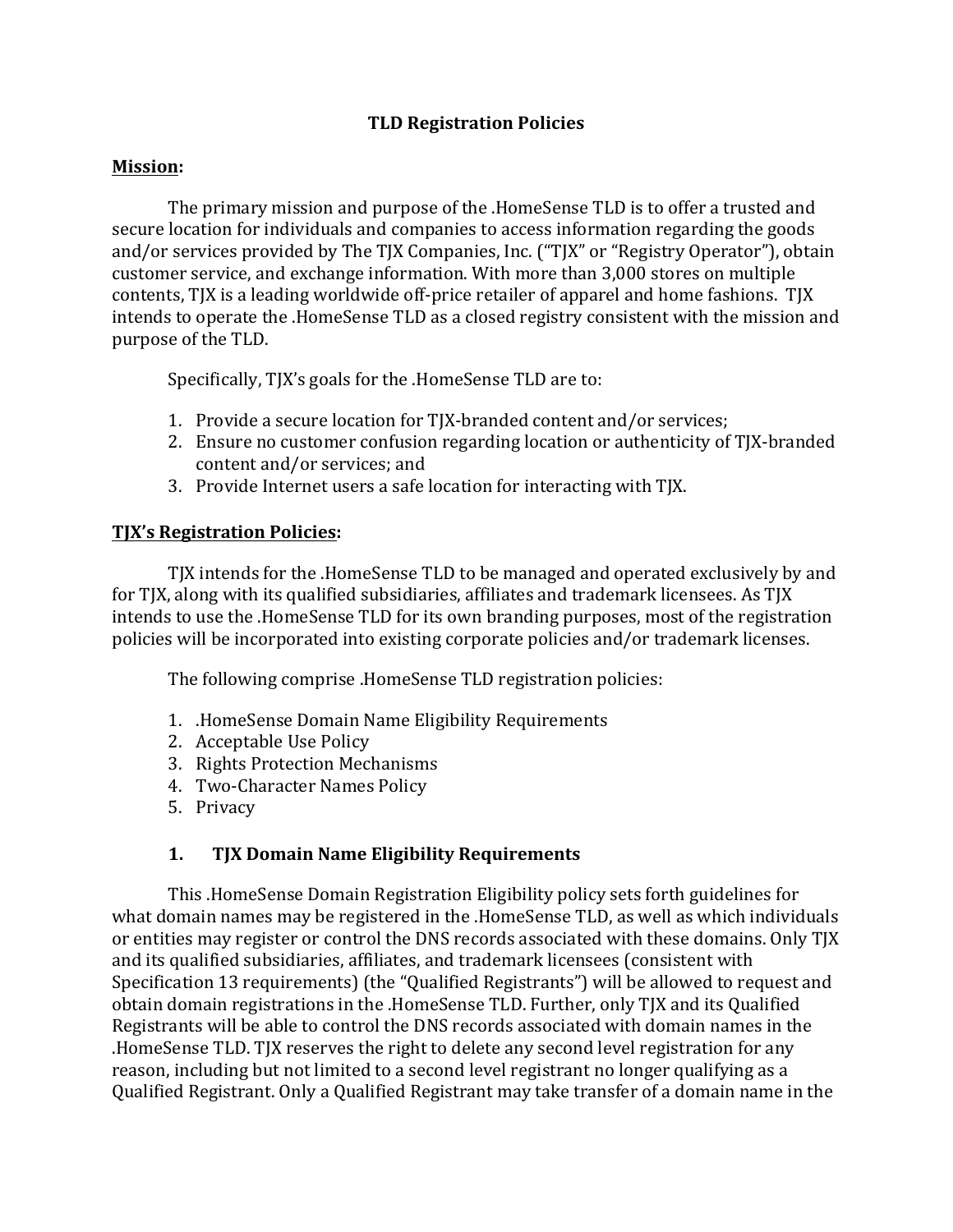# TLD Registration Policies

**Mission:**

The primary mission and purpose of the .HomeSense TLD is to offer a trusted and secure location for individuals and companies to access information regarding the goods and/or services provided by The TJX Companies, Inc. ("TJX" or "Registry Operator"), obtain customer service, and exchange information. With more than 3,000 stores on multiple contents, TJX is a leading worldwide off-price retailer of apparel and home fashions. TJX intends to operate the .HomeSense TLD as a closed registry consistent with the mission and purpose of the TLD.

Specifically, TJX's goals for the .HomeSense TLD are to:

1. Provide a secure location for TJX-branded content and/or services;
2. Ensure no customer confusion regarding location or authenticity of TJX-branded content and/or services; and
3. Provide Internet users a safe location for interacting with TJX.

**TJX's Registration Policies:**

TJX intends for the .HomeSense TLD to be managed and operated exclusively by and for TJX, along with its qualified subsidiaries, affiliates and trademark licensees. As TJX intends to use the .HomeSense TLD for its own branding purposes, most of the registration policies will be incorporated into existing corporate policies and/or trademark licenses.

The following comprise .HomeSense TLD registration policies:

1. .HomeSense Domain Name Eligibility Requirements
2. Acceptable Use Policy
3. Rights Protection Mechanisms
4. Two-Character Names Policy
5. Privacy

## 1. TJX Domain Name Eligibility Requirements

This .HomeSense Domain Registration Eligibility policy sets forth guidelines for what domain names may be registered in the .HomeSense TLD, as well as which individuals or entities may register or control the DNS records associated with these domains. Only TJX and its qualified subsidiaries, affiliates, and trademark licensees (consistent with Specification 13 requirements) (the "Qualified Registrants") will be allowed to request and obtain domain registrations in the .HomeSense TLD. Further, only TJX and its Qualified Registrants will be able to control the DNS records associated with domain names in the .HomeSense TLD. TJX reserves the right to delete any second level registration for any reason, including but not limited to a second level registrant no longer qualifying as a Qualified Registrant. Only a Qualified Registrant may take transfer of a domain name in the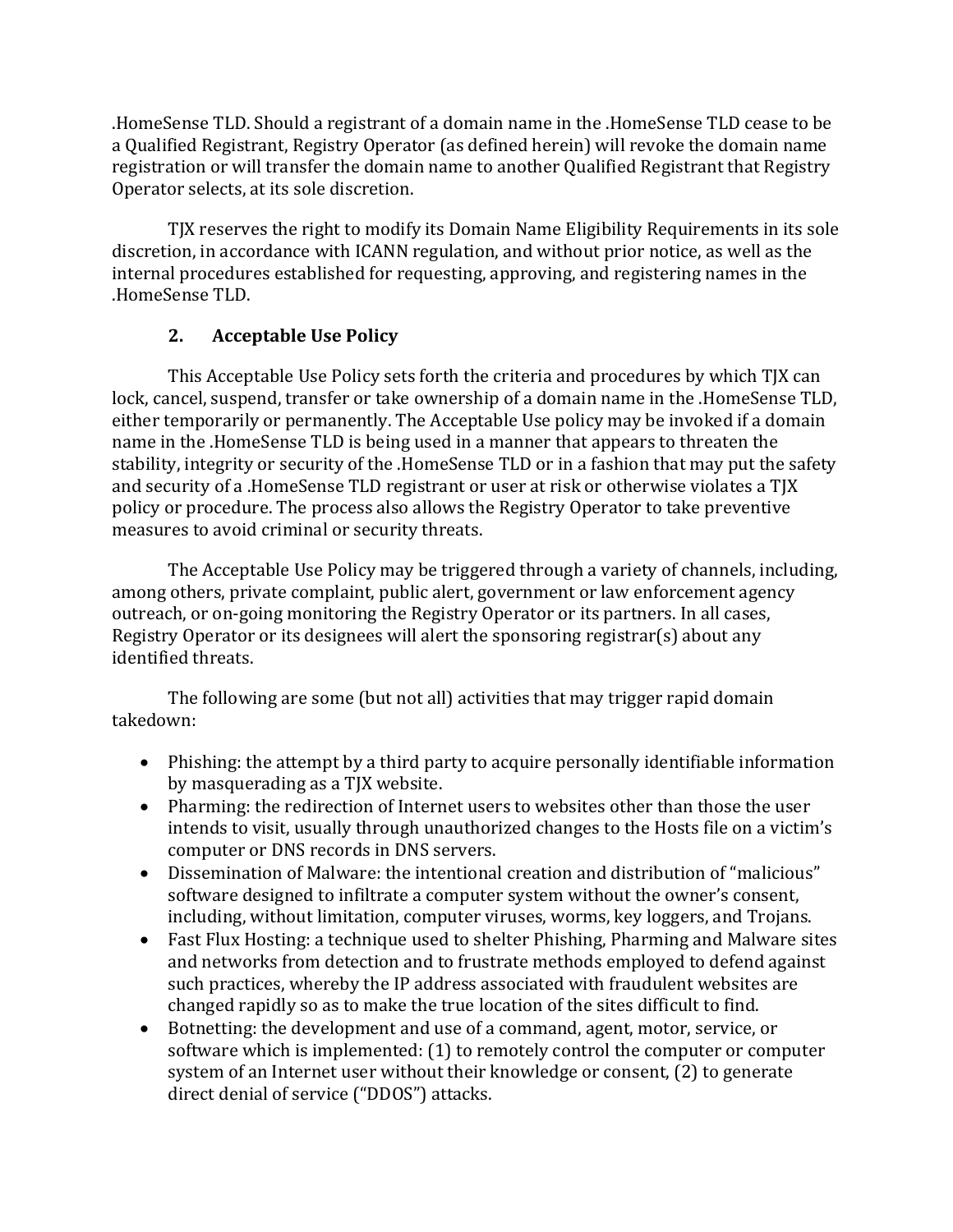.HomeSense TLD. Should a registrant of a domain name in the .HomeSense TLD cease to be a Qualified Registrant, Registry Operator (as defined herein) will revoke the domain name registration or will transfer the domain name to another Qualified Registrant that Registry Operator selects, at its sole discretion.

TJX reserves the right to modify its Domain Name Eligibility Requirements in its sole discretion, in accordance with ICANN regulation, and without prior notice, as well as the internal procedures established for requesting, approving, and registering names in the .HomeSense TLD.

## 2. Acceptable Use Policy

This Acceptable Use Policy sets forth the criteria and procedures by which TJX can lock, cancel, suspend, transfer or take ownership of a domain name in the .HomeSense TLD, either temporarily or permanently. The Acceptable Use policy may be invoked if a domain name in the .HomeSense TLD is being used in a manner that appears to threaten the stability, integrity or security of the .HomeSense TLD or in a fashion that may put the safety and security of a .HomeSense TLD registrant or user at risk or otherwise violates a TJX policy or procedure. The process also allows the Registry Operator to take preventive measures to avoid criminal or security threats.

The Acceptable Use Policy may be triggered through a variety of channels, including, among others, private complaint, public alert, government or law enforcement agency outreach, or on-going monitoring the Registry Operator or its partners. In all cases, Registry Operator or its designees will alert the sponsoring registrar(s) about any identified threats.

The following are some (but not all) activities that may trigger rapid domain takedown:

- Phishing: the attempt by a third party to acquire personally identifiable information by masquerading as a TJX website.
- Pharming: the redirection of Internet users to websites other than those the user intends to visit, usually through unauthorized changes to the Hosts file on a victim's computer or DNS records in DNS servers.
- Dissemination of Malware: the intentional creation and distribution of "malicious" software designed to infiltrate a computer system without the owner's consent, including, without limitation, computer viruses, worms, key loggers, and Trojans.
- Fast Flux Hosting: a technique used to shelter Phishing, Pharming and Malware sites and networks from detection and to frustrate methods employed to defend against such practices, whereby the IP address associated with fraudulent websites are changed rapidly so as to make the true location of the sites difficult to find.
- Botnetting: the development and use of a command, agent, motor, service, or software which is implemented: (1) to remotely control the computer or computer system of an Internet user without their knowledge or consent, (2) to generate direct denial of service ("DDOS") attacks.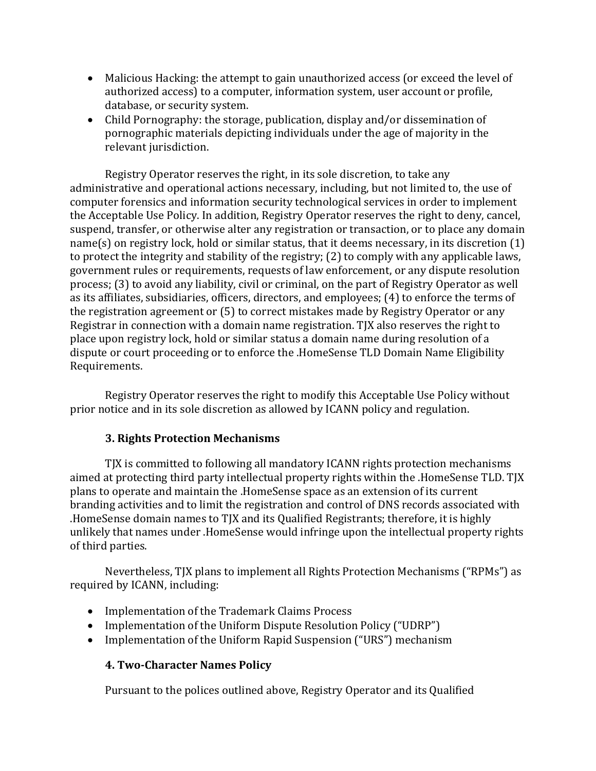- Malicious Hacking: the attempt to gain unauthorized access (or exceed the level of authorized access) to a computer, information system, user account or profile, database, or security system.
- Child Pornography: the storage, publication, display and/or dissemination of pornographic materials depicting individuals under the age of majority in the relevant jurisdiction.

Registry Operator reserves the right, in its sole discretion, to take any administrative and operational actions necessary, including, but not limited to, the use of computer forensics and information security technological services in order to implement the Acceptable Use Policy. In addition, Registry Operator reserves the right to deny, cancel, suspend, transfer, or otherwise alter any registration or transaction, or to place any domain name(s) on registry lock, hold or similar status, that it deems necessary, in its discretion (1) to protect the integrity and stability of the registry; (2) to comply with any applicable laws, government rules or requirements, requests of law enforcement, or any dispute resolution process; (3) to avoid any liability, civil or criminal, on the part of Registry Operator as well as its affiliates, subsidiaries, officers, directors, and employees; (4) to enforce the terms of the registration agreement or (5) to correct mistakes made by Registry Operator or any Registrar in connection with a domain name registration. TJX also reserves the right to place upon registry lock, hold or similar status a domain name during resolution of a dispute or court proceeding or to enforce the .HomeSense TLD Domain Name Eligibility Requirements.

Registry Operator reserves the right to modify this Acceptable Use Policy without prior notice and in its sole discretion as allowed by ICANN policy and regulation.

### 3. Rights Protection Mechanisms

TJX is committed to following all mandatory ICANN rights protection mechanisms aimed at protecting third party intellectual property rights within the .HomeSense TLD. TJX plans to operate and maintain the .HomeSense space as an extension of its current branding activities and to limit the registration and control of DNS records associated with .HomeSense domain names to TJX and its Qualified Registrants; therefore, it is highly unlikely that names under .HomeSense would infringe upon the intellectual property rights of third parties.

Nevertheless, TJX plans to implement all Rights Protection Mechanisms ("RPMs") as required by ICANN, including:

- Implementation of the Trademark Claims Process
- Implementation of the Uniform Dispute Resolution Policy ("UDRP")
- Implementation of the Uniform Rapid Suspension ("URS") mechanism

### 4. Two-Character Names Policy

Pursuant to the polices outlined above, Registry Operator and its Qualified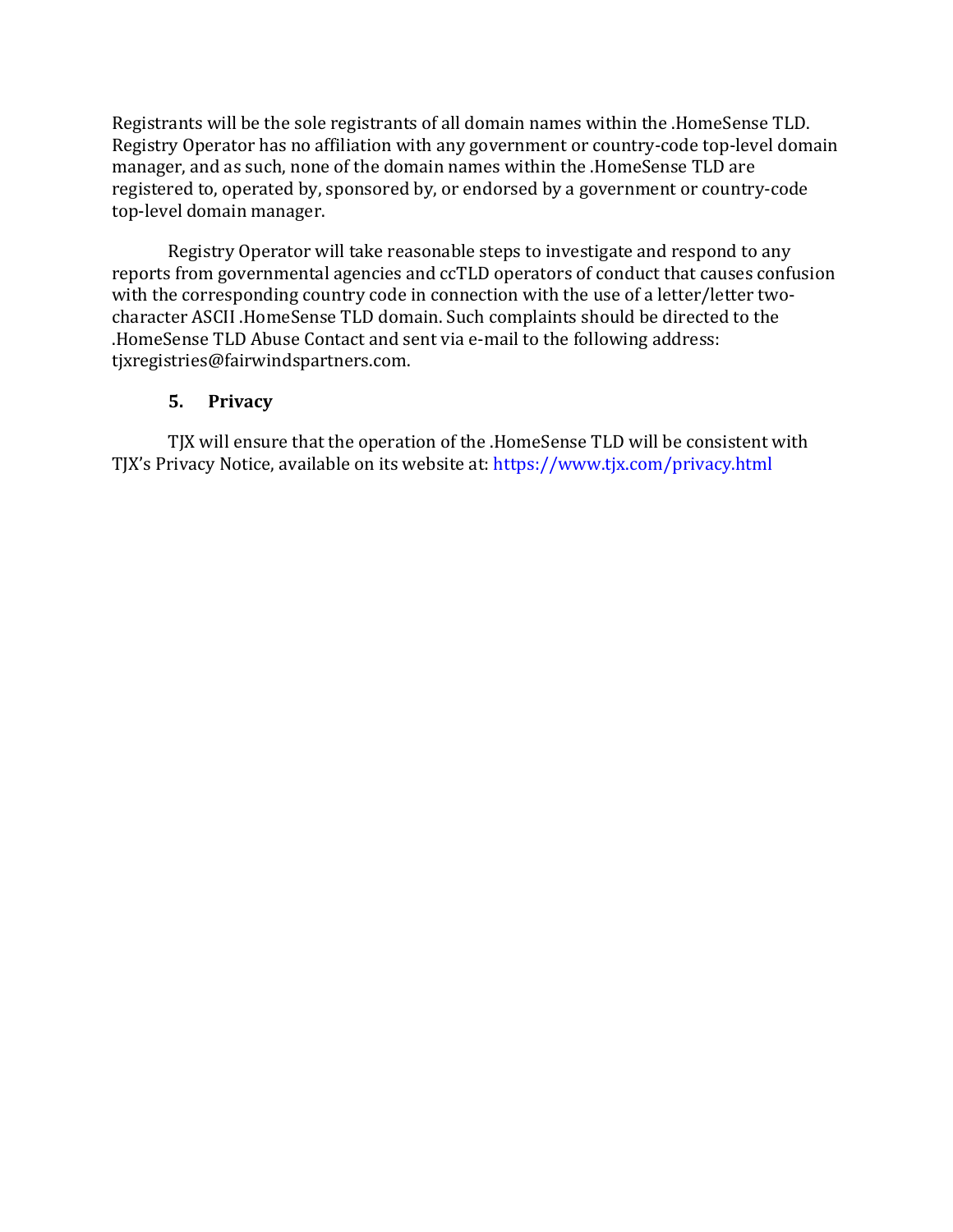Registrants will be the sole registrants of all domain names within the .HomeSense TLD. Registry Operator has no affiliation with any government or country-code top-level domain manager, and as such, none of the domain names within the .HomeSense TLD are registered to, operated by, sponsored by, or endorsed by a government or country-code top-level domain manager.

Registry Operator will take reasonable steps to investigate and respond to any reports from governmental agencies and ccTLD operators of conduct that causes confusion with the corresponding country code in connection with the use of a letter/letter two-character ASCII .HomeSense TLD domain. Such complaints should be directed to the .HomeSense TLD Abuse Contact and sent via e-mail to the following address: tjxregistries@fairwindspartners.com.

### 5. Privacy

TJX will ensure that the operation of the .HomeSense TLD will be consistent with TJX's Privacy Notice, available on its website at: https://www.tjx.com/privacy.html